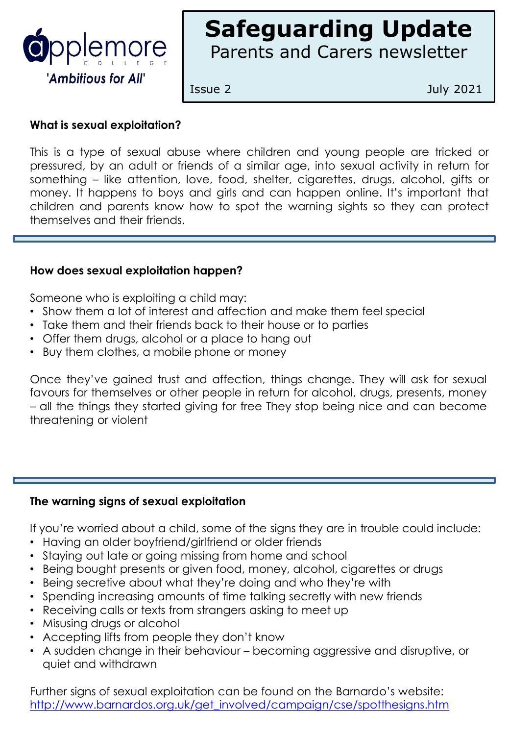applemore COLLEGE

*'Ambitious for All'*

# Safeguarding Update

Parents and Carers newsletter

Issue 2 July 2021

**What is sexual exploitation?**

This is a type of sexual abuse where children and young people are tricked or pressured, by an adult or friends of a similar age, into sexual activity in return for something – like attention, love, food, shelter, cigarettes, drugs, alcohol, gifts or money. It happens to boys and girls and can happen online. It's important that children and parents know how to spot the warning sights so they can protect themselves and their friends.

---

**How does sexual exploitation happen?**

Someone who is exploiting a child may:

- Show them a lot of interest and affection and make them feel special
- Take them and their friends back to their house or to parties
- Offer them drugs, alcohol or a place to hang out
- Buy them clothes, a mobile phone or money

Once they've gained trust and affection, things change. They will ask for sexual favours for themselves or other people in return for alcohol, drugs, presents, money – all the things they started giving for free They stop being nice and can become threatening or violent

---

**The warning signs of sexual exploitation**

If you're worried about a child, some of the signs they are in trouble could include:

- Having an older boyfriend/girlfriend or older friends
- Staying out late or going missing from home and school
- Being bought presents or given food, money, alcohol, cigarettes or drugs
- Being secretive about what they're doing and who they're with
- Spending increasing amounts of time talking secretly with new friends
- Receiving calls or texts from strangers asking to meet up
- Misusing drugs or alcohol
- Accepting lifts from people they don't know
- A sudden change in their behaviour – becoming aggressive and disruptive, or quiet and withdrawn

Further signs of sexual exploitation can be found on the Barnardo's website: http://www.barnardos.org.uk/get_involved/campaign/cse/spotthesigns.htm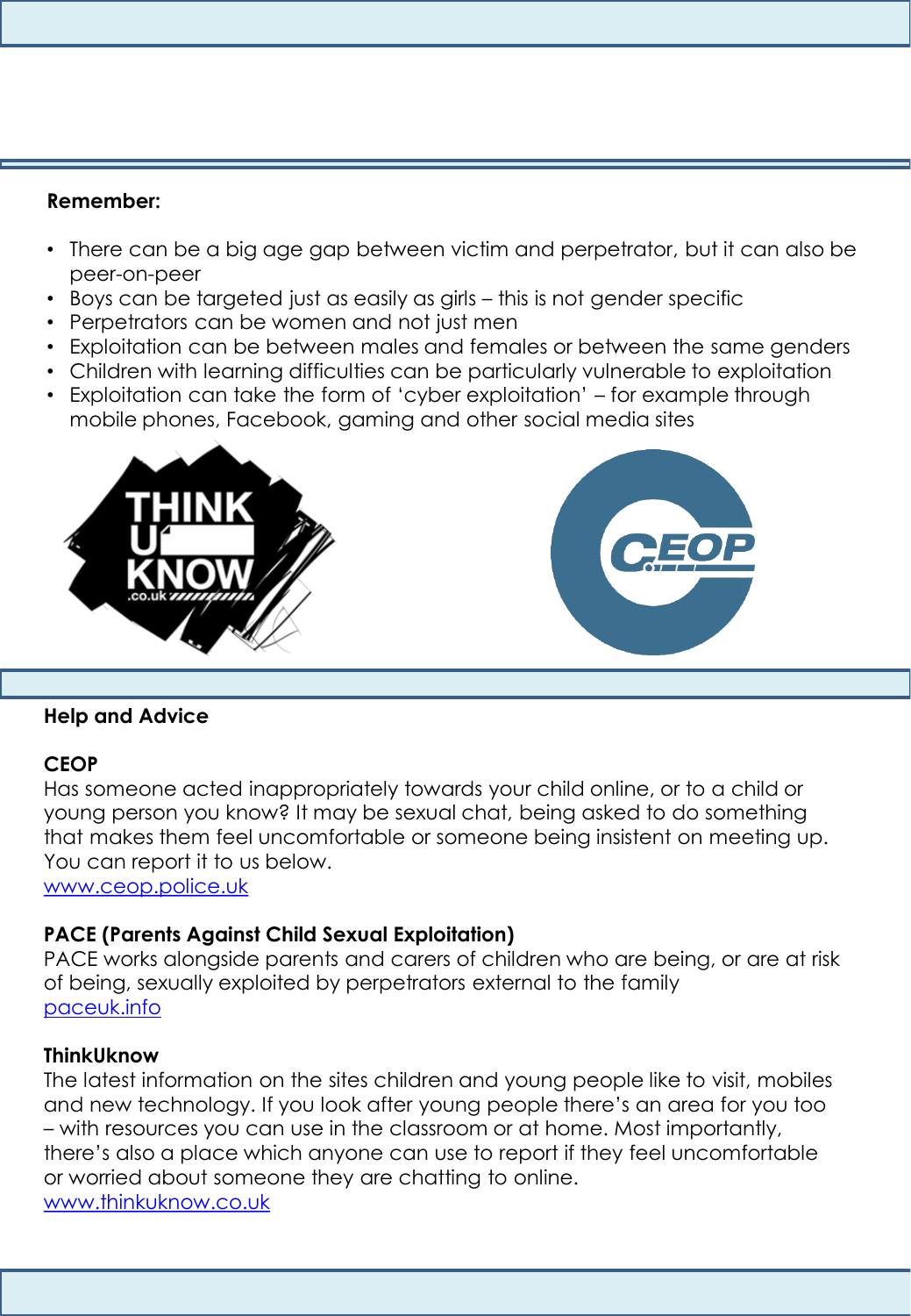**Remember:**

- There can be a big age gap between victim and perpetrator, but it can also be peer-on-peer
- Boys can be targeted just as easily as girls – this is not gender specific
- Perpetrators can be women and not just men
- Exploitation can be between males and females or between the same genders
- Children with learning difficulties can be particularly vulnerable to exploitation
- Exploitation can take the form of 'cyber exploitation' – for example through mobile phones, Facebook, gaming and other social media sites

**Help and Advice**

**CEOP**
Has someone acted inappropriately towards your child online, or to a child or young person you know? It may be sexual chat, being asked to do something that makes them feel uncomfortable or someone being insistent on meeting up. You can report it to us below.
www.ceop.police.uk

**PACE (Parents Against Child Sexual Exploitation)**
PACE works alongside parents and carers of children who are being, or are at risk of being, sexually exploited by perpetrators external to the family
paceuk.info

**ThinkUknow**
The latest information on the sites children and young people like to visit, mobiles and new technology. If you look after young people there's an area for you too – with resources you can use in the classroom or at home. Most importantly, there's also a place which anyone can use to report if they feel uncomfortable or worried about someone they are chatting to online.
www.thinkuknow.co.uk